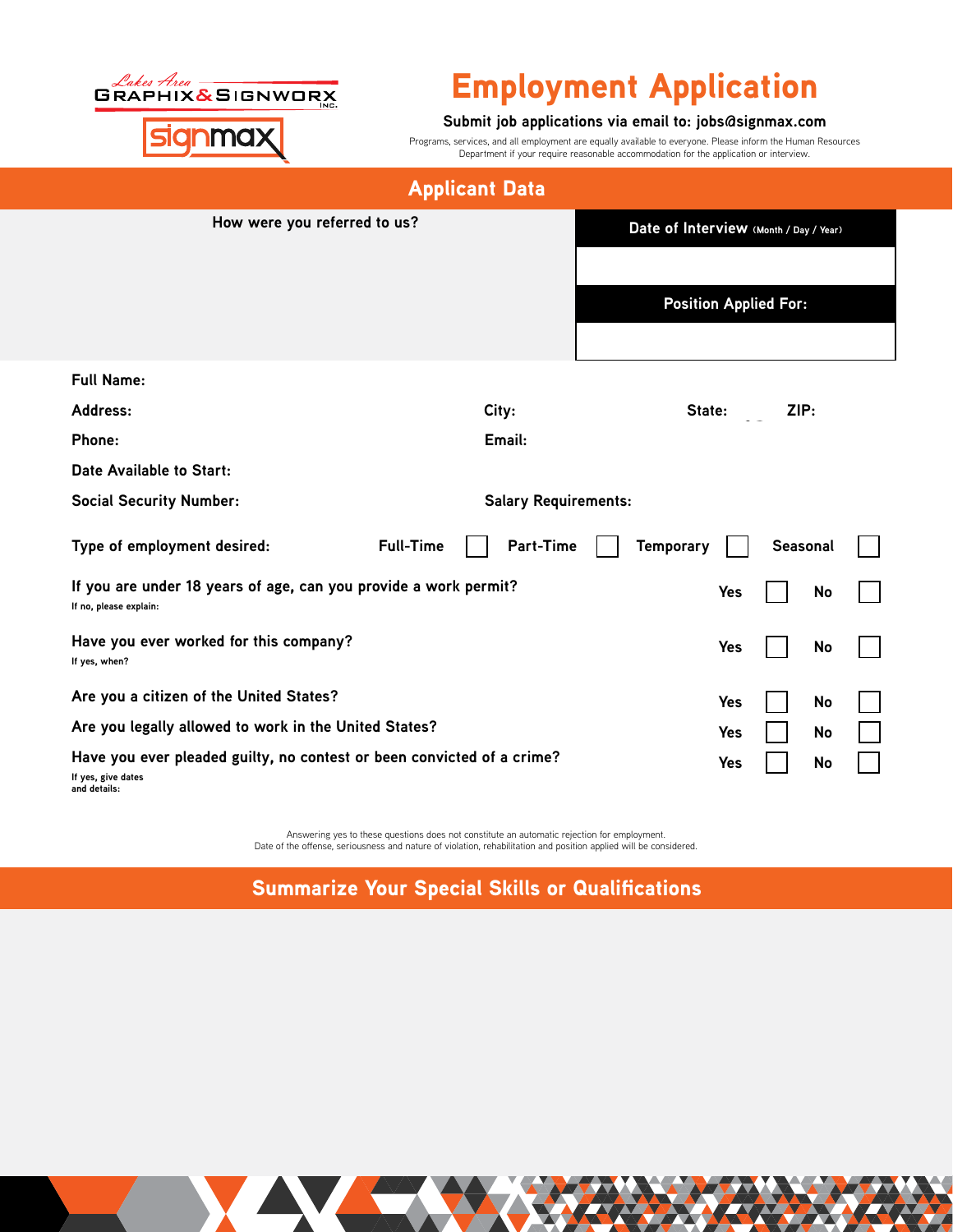Lakes Area GRAPHIX & SIGNWORX INC.

signmax

# Employment Application

**Submit job applications via email to: jobs@signmax.com**

Programs, services, and all employment are equally available to everyone. Please inform the Human Resources Department if your require reasonable accommodation for the application or interview.

## Applicant Data

**How were you referred to us?**

**Date of Interview** (Month / Day / Year)

**Position Applied For:**

**Full Name:**

**Address:** **City:** **State:** **ZIP:**

**Phone:** **Email:**

**Date Available to Start:**

**Social Security Number:** **Salary Requirements:**

**Type of employment desired:** Full-Time ☐ Part-Time ☐ Temporary ☐ Seasonal ☐

**If you are under 18 years of age, can you provide a work permit?** Yes ☐ No ☐
If no, please explain:

**Have you ever worked for this company?** Yes ☐ No ☐
If yes, when?

**Are you a citizen of the United States?** Yes ☐ No ☐

**Are you legally allowed to work in the United States?** Yes ☐ No ☐

**Have you ever pleaded guilty, no contest or been convicted of a crime?** Yes ☐ No ☐
If yes, give dates and details:

Answering yes to these questions does not constitute an automatic rejection for employment.
Date of the offense, seriousness and nature of violation, rehabilitation and position applied will be considered.

## Summarize Your Special Skills or Qualifications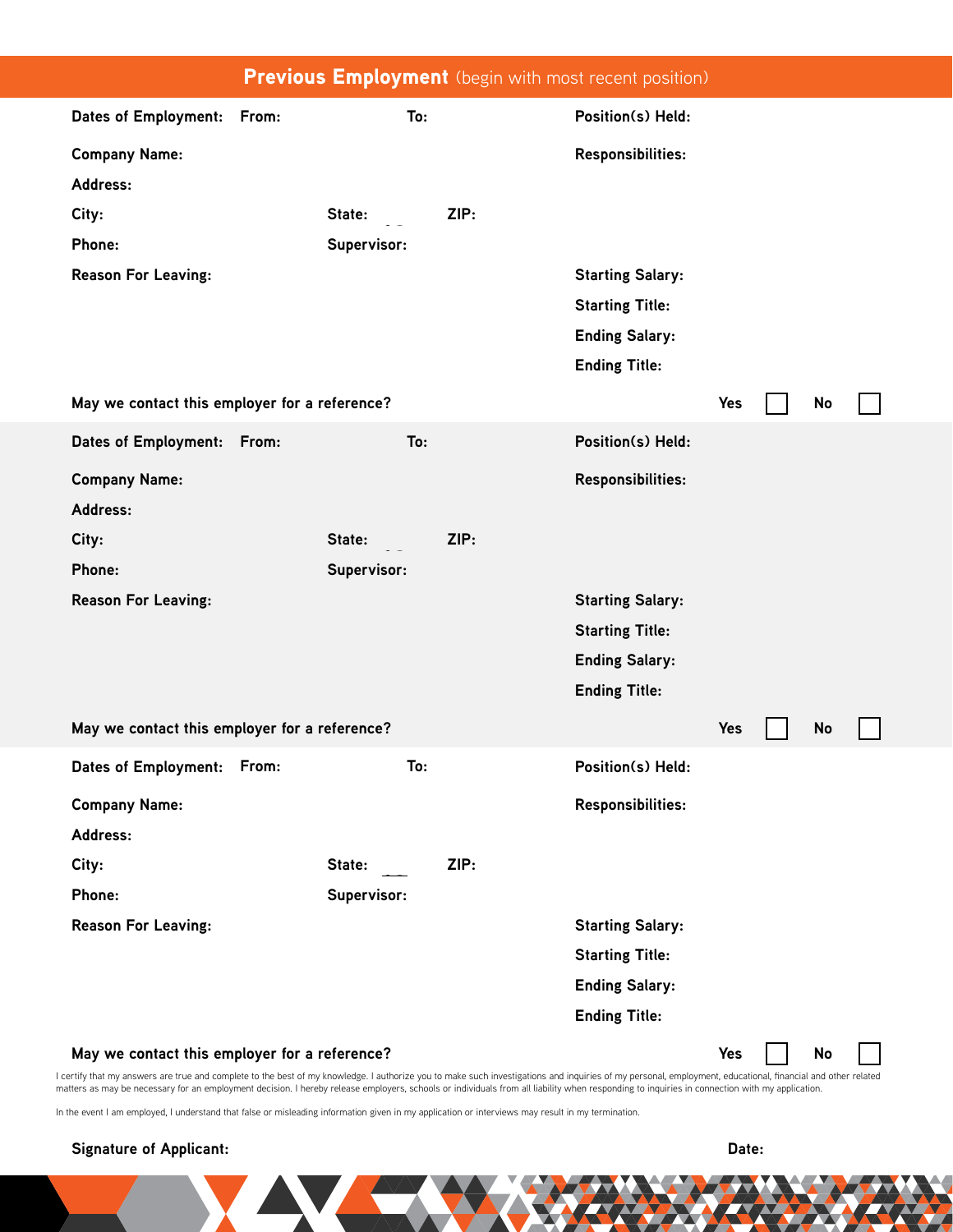## **Previous Employment** (begin with most recent position)

Dates of Employment: From: To:

Position(s) Held:

Company Name:

Responsibilities:

Address:

City: State: ZIP:

Phone: Supervisor:

Reason For Leaving:

Starting Salary:

Starting Title:

Ending Salary:

Ending Title:

May we contact this employer for a reference? Yes ☐ No ☐

Dates of Employment: From: To:

Position(s) Held:

Company Name:

Responsibilities:

Address:

City: State: ZIP:

Phone: Supervisor:

Reason For Leaving:

Starting Salary:

Starting Title:

Ending Salary:

Ending Title:

May we contact this employer for a reference? Yes ☐ No ☐

Dates of Employment: From: To:

Position(s) Held:

Company Name:

Responsibilities:

Address:

City: State: ZIP:

Phone: Supervisor:

Reason For Leaving:

Starting Salary:

Starting Title:

Ending Salary:

Ending Title:

May we contact this employer for a reference? Yes ☐ No ☐

I certify that my answers are true and complete to the best of my knowledge. I authorize you to make such investigations and inquiries of my personal, employment, educational, financial and other related matters as may be necessary for an employment decision. I hereby release employers, schools or individuals from all liability when responding to inquiries in connection with my application.

In the event I am employed, I understand that false or misleading information given in my application or interviews may result in my termination.

Signature of Applicant: Date: